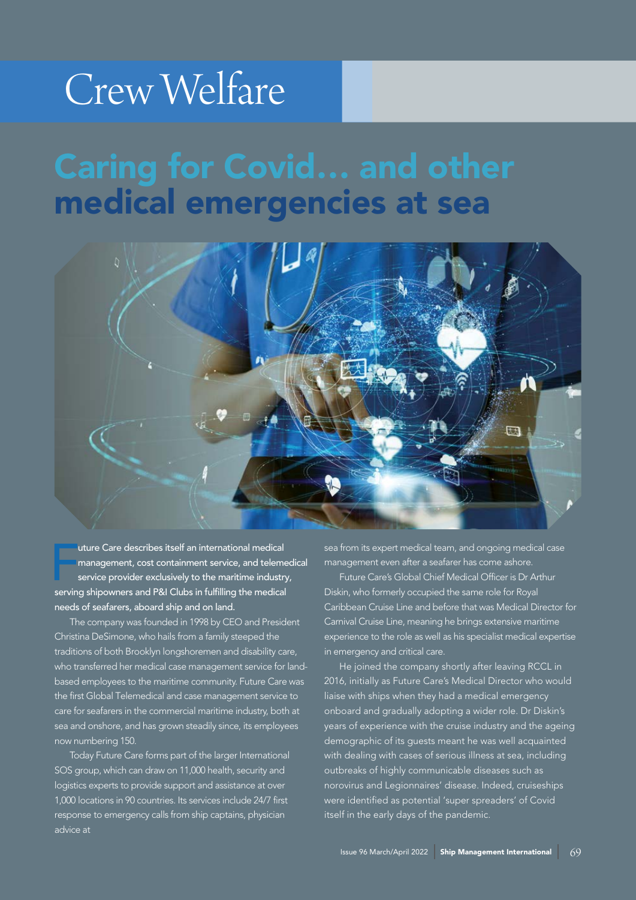# Crew Welfare

## Caring for Covid... and other medical emergencies at sea

**Future Care describes itself an international medical management, cost containment service, and telemedical service provider exclusively to the maritime industry, serving shipowners and P&I Clubs in fulfilling the medical needs of seafarers, aboard ship and on land.**

The company was founded in 1998 by CEO and President Christina DeSimone, who hails from a family steeped the traditions of both Brooklyn longshoremen and disability care, who transferred her medical case management service for land-based employees to the maritime community. Future Care was the first Global Telemedical and case management service to care for seafarers in the commercial maritime industry, both at sea and onshore, and has grown steadily since, its employees now numbering 150.

Today Future Care forms part of the larger International SOS group, which can draw on 11,000 health, security and logistics experts to provide support and assistance at over 1,000 locations in 90 countries. Its services include 24/7 first response to emergency calls from ship captains, physician advice at sea from its expert medical team, and ongoing medical case management even after a seafarer has come ashore.

Future Care's Global Chief Medical Officer is Dr Arthur Diskin, who formerly occupied the same role for Royal Caribbean Cruise Line and before that was Medical Director for Carnival Cruise Line, meaning he brings extensive maritime experience to the role as well as his specialist medical expertise in emergency and critical care.

He joined the company shortly after leaving RCCL in 2016, initially as Future Care's Medical Director who would liaise with ships when they had a medical emergency onboard and gradually adopting a wider role. Dr Diskin's years of experience with the cruise industry and the ageing demographic of its guests meant he was well acquainted with dealing with cases of serious illness at sea, including outbreaks of highly communicable diseases such as norovirus and Legionnaires' disease. Indeed, cruiseships were identified as potential 'super spreaders' of Covid itself in the early days of the pandemic.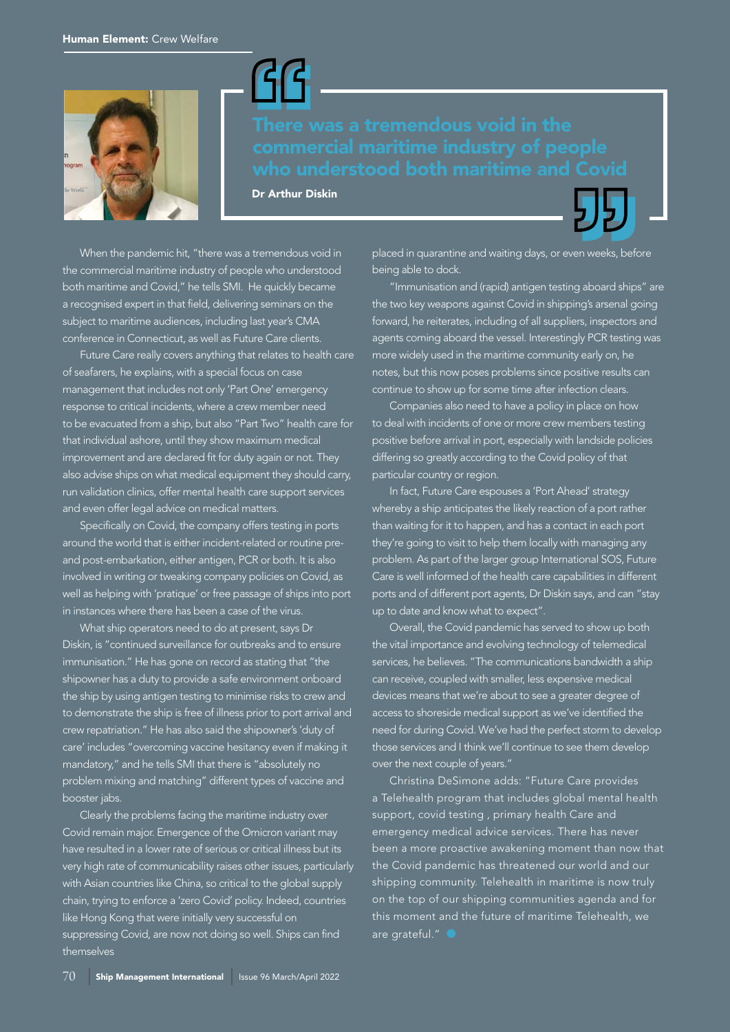> There was a tremendous void in the commercial maritime industry of people who understood both maritime and Covid
>
> **Dr Arthur Diskin**

When the pandemic hit, "there was a tremendous void in the commercial maritime industry of people who understood both maritime and Covid," he tells SMI. He quickly became a recognised expert in that field, delivering seminars on the subject to maritime audiences, including last year's CMA conference in Connecticut, as well as Future Care clients.

Future Care really covers anything that relates to health care of seafarers, he explains, with a special focus on case management that includes not only 'Part One' emergency response to critical incidents, where a crew member need to be evacuated from a ship, but also "Part Two" health care for that individual ashore, until they show maximum medical improvement and are declared fit for duty again or not. They also advise ships on what medical equipment they should carry, run validation clinics, offer mental health care support services and even offer legal advice on medical matters.

Specifically on Covid, the company offers testing in ports around the world that is either incident-related or routine pre- and post-embarkation, either antigen, PCR or both. It is also involved in writing or tweaking company policies on Covid, as well as helping with 'pratique' or free passage of ships into port in instances where there has been a case of the virus.

What ship operators need to do at present, says Dr Diskin, is "continued surveillance for outbreaks and to ensure immunisation." He has gone on record as stating that "the shipowner has a duty to provide a safe environment onboard the ship by using antigen testing to minimise risks to crew and to demonstrate the ship is free of illness prior to port arrival and crew repatriation." He has also said the shipowner's 'duty of care' includes "overcoming vaccine hesitancy even if making it mandatory," and he tells SMI that there is "absolutely no problem mixing and matching" different types of vaccine and booster jabs.

Clearly the problems facing the maritime industry over Covid remain major. Emergence of the Omicron variant may have resulted in a lower rate of serious or critical illness but its very high rate of communicability raises other issues, particularly with Asian countries like China, so critical to the global supply chain, trying to enforce a 'zero Covid' policy. Indeed, countries like Hong Kong that were initially very successful on suppressing Covid, are now not doing so well. Ships can find themselves placed in quarantine and waiting days, or even weeks, before being able to dock.

"Immunisation and (rapid) antigen testing aboard ships" are the two key weapons against Covid in shipping's arsenal going forward, he reiterates, including of all suppliers, inspectors and agents coming aboard the vessel. Interestingly PCR testing was more widely used in the maritime community early on, he notes, but this now poses problems since positive results can continue to show up for some time after infection clears.

Companies also need to have a policy in place on how to deal with incidents of one or more crew members testing positive before arrival in port, especially with landside policies differing so greatly according to the Covid policy of that particular country or region.

In fact, Future Care espouses a 'Port Ahead' strategy whereby a ship anticipates the likely reaction of a port rather than waiting for it to happen, and has a contact in each port they're going to visit to help them locally with managing any problem. As part of the larger group International SOS, Future Care is well informed of the health care capabilities in different ports and of different port agents, Dr Diskin says, and can "stay up to date and know what to expect".

Overall, the Covid pandemic has served to show up both the vital importance and evolving technology of telemedical services, he believes. "The communications bandwidth a ship can receive, coupled with smaller, less expensive medical devices means that we're about to see a greater degree of access to shoreside medical support as we've identified the need for during Covid. We've had the perfect storm to develop those services and I think we'll continue to see them develop over the next couple of years."

Christina DeSimone adds: "Future Care provides a Telehealth program that includes global mental health support, covid testing , primary health Care and emergency medical advice services. There has never been a more proactive awakening moment than now that the Covid pandemic has threatened our world and our shipping community. Telehealth in maritime is now truly on the top of our shipping communities agenda and for this moment and the future of maritime Telehealth, we are grateful."